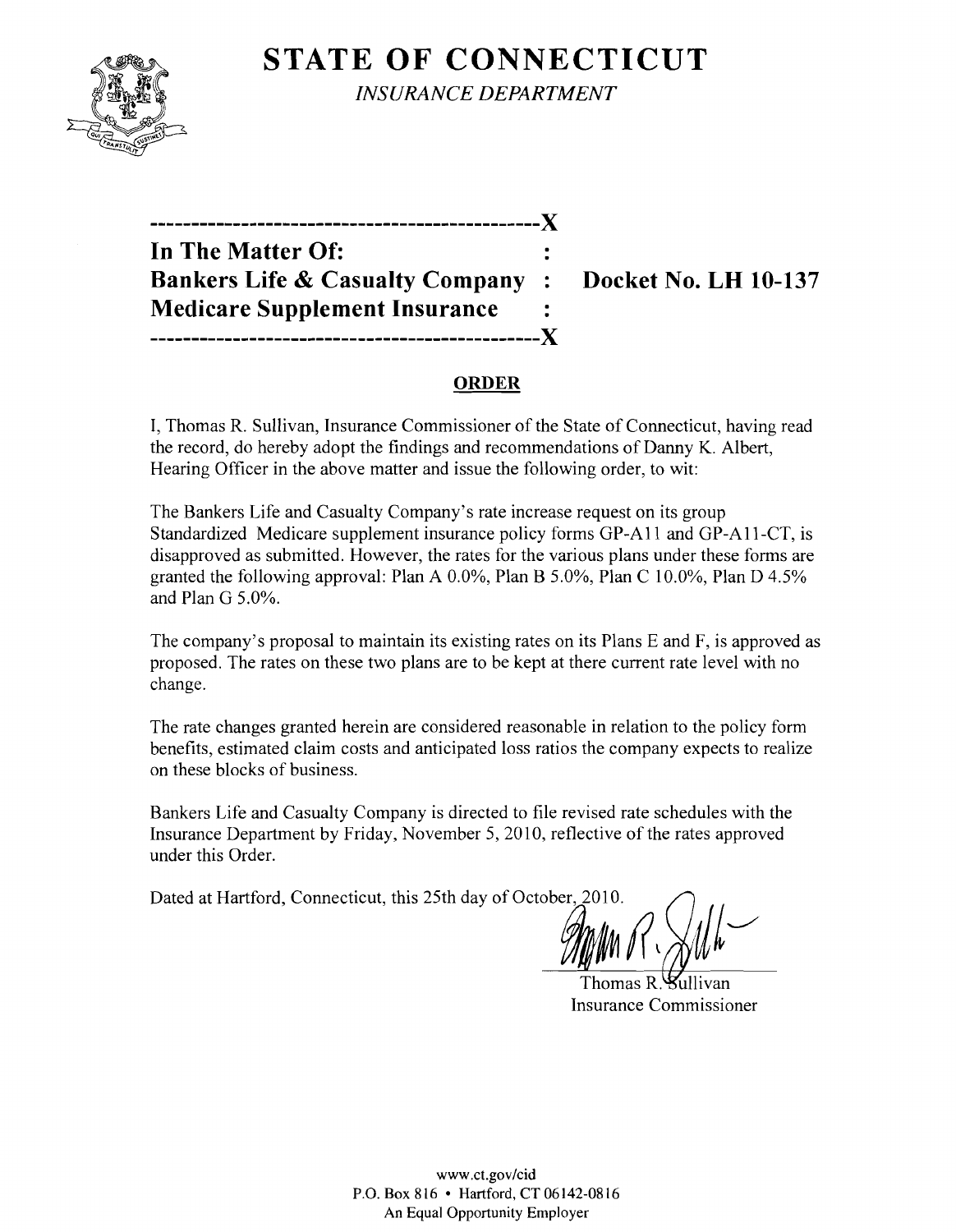# STATE OF CONNECTICUT

*INSURANCE DEPARTMENT*

---------------------------------------------X
**In The Matter Of:** :
**Bankers Life & Casualty Company** : **Docket No. LH 10-137**
**Medicare Supplement Insurance** :
---------------------------------------------X

## ORDER

I, Thomas R. Sullivan, Insurance Commissioner of the State of Connecticut, having read the record, do hereby adopt the findings and recommendations of Danny K. Albert, Hearing Officer in the above matter and issue the following order, to wit:

The Bankers Life and Casualty Company's rate increase request on its group Standardized Medicare supplement insurance policy forms GP-A11 and GP-A11-CT, is disapproved as submitted. However, the rates for the various plans under these forms are granted the following approval: Plan A 0.0%, Plan B 5.0%, Plan C 10.0%, Plan D 4.5% and Plan G 5.0%.

The company's proposal to maintain its existing rates on its Plans E and F, is approved as proposed. The rates on these two plans are to be kept at there current rate level with no change.

The rate changes granted herein are considered reasonable in relation to the policy form benefits, estimated claim costs and anticipated loss ratios the company expects to realize on these blocks of business.

Bankers Life and Casualty Company is directed to file revised rate schedules with the Insurance Department by Friday, November 5, 2010, reflective of the rates approved under this Order.

Dated at Hartford, Connecticut, this 25th day of October, 2010.

Thomas R. Sullivan
Insurance Commissioner

www.ct.gov/cid
P.O. Box 816 • Hartford, CT 06142-0816
An Equal Opportunity Employer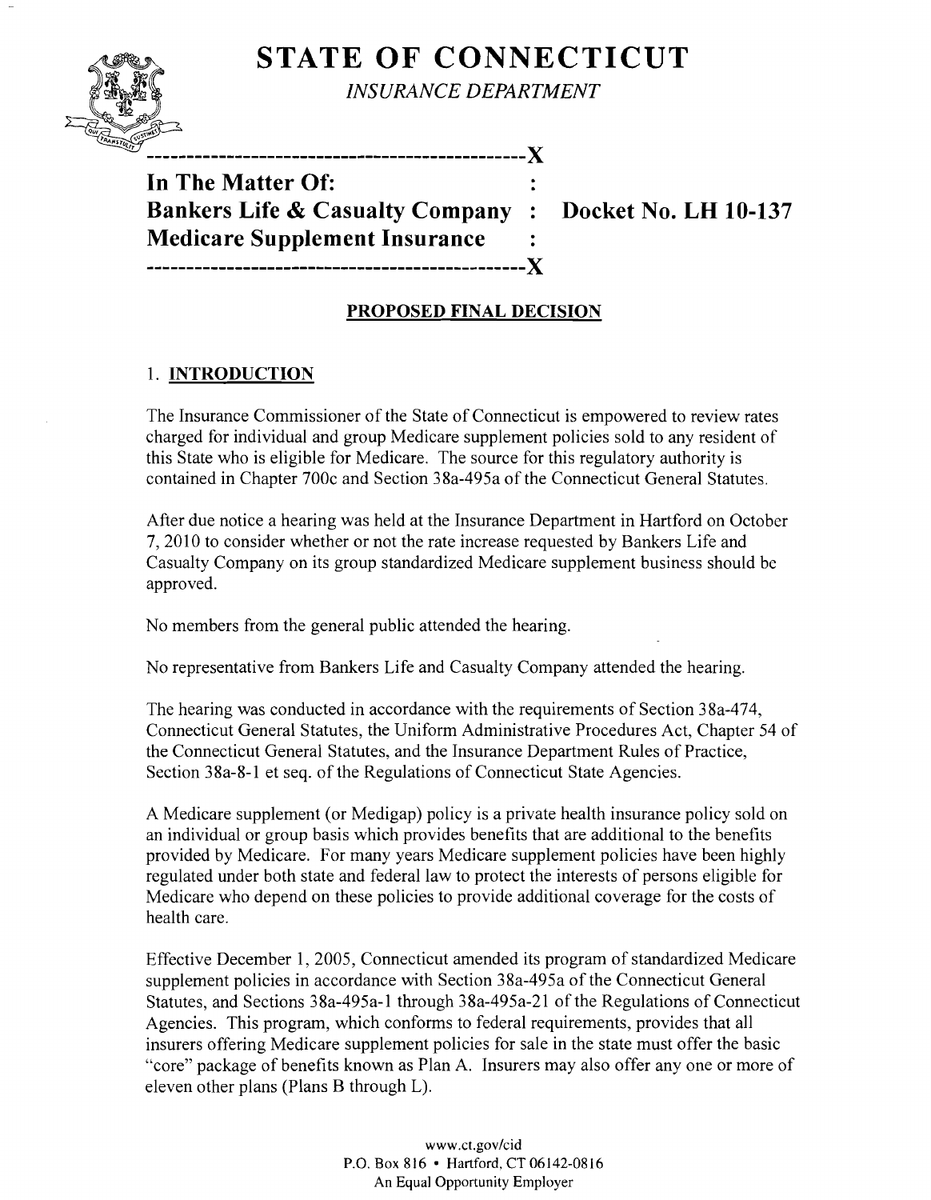# STATE OF CONNECTICUT

*INSURANCE DEPARTMENT*

```
----------------------------------------------X
In The Matter Of:                             :
Bankers Life & Casualty Company               :    Docket No. LH 10-137
Medicare Supplement Insurance                 :
----------------------------------------------X
```

## PROPOSED FINAL DECISION

### 1. INTRODUCTION

The Insurance Commissioner of the State of Connecticut is empowered to review rates charged for individual and group Medicare supplement policies sold to any resident of this State who is eligible for Medicare. The source for this regulatory authority is contained in Chapter 700c and Section 38a-495a of the Connecticut General Statutes.

After due notice a hearing was held at the Insurance Department in Hartford on October 7, 2010 to consider whether or not the rate increase requested by Bankers Life and Casualty Company on its group standardized Medicare supplement business should be approved.

No members from the general public attended the hearing.

No representative from Bankers Life and Casualty Company attended the hearing.

The hearing was conducted in accordance with the requirements of Section 38a-474, Connecticut General Statutes, the Uniform Administrative Procedures Act, Chapter 54 of the Connecticut General Statutes, and the Insurance Department Rules of Practice, Section 38a-8-1 et seq. of the Regulations of Connecticut State Agencies.

A Medicare supplement (or Medigap) policy is a private health insurance policy sold on an individual or group basis which provides benefits that are additional to the benefits provided by Medicare. For many years Medicare supplement policies have been highly regulated under both state and federal law to protect the interests of persons eligible for Medicare who depend on these policies to provide additional coverage for the costs of health care.

Effective December 1, 2005, Connecticut amended its program of standardized Medicare supplement policies in accordance with Section 38a-495a of the Connecticut General Statutes, and Sections 38a-495a-1 through 38a-495a-21 of the Regulations of Connecticut Agencies. This program, which conforms to federal requirements, provides that all insurers offering Medicare supplement policies for sale in the state must offer the basic "core" package of benefits known as Plan A. Insurers may also offer any one or more of eleven other plans (Plans B through L).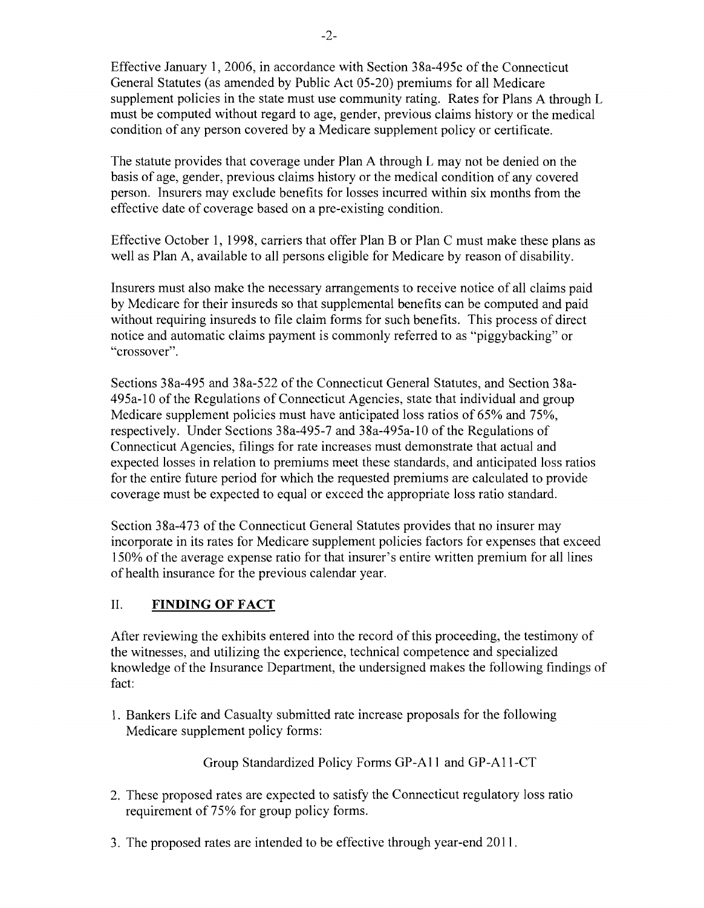Effective January 1, 2006, in accordance with Section 38a-495c of the Connecticut General Statutes (as amended by Public Act 05-20) premiums for all Medicare supplement policies in the state must use community rating. Rates for Plans A through L must be computed without regard to age, gender, previous claims history or the medical condition of any person covered by a Medicare supplement policy or certificate.

The statute provides that coverage under Plan A through L may not be denied on the basis of age, gender, previous claims history or the medical condition of any covered person. Insurers may exclude benefits for losses incurred within six months from the effective date of coverage based on a pre-existing condition.

Effective October 1, 1998, carriers that offer Plan B or Plan C must make these plans as well as Plan A, available to all persons eligible for Medicare by reason of disability.

Insurers must also make the necessary arrangements to receive notice of all claims paid by Medicare for their insureds so that supplemental benefits can be computed and paid without requiring insureds to file claim forms for such benefits. This process of direct notice and automatic claims payment is commonly referred to as "piggybacking" or "crossover".

Sections 38a-495 and 38a-522 of the Connecticut General Statutes, and Section 38a-495a-10 of the Regulations of Connecticut Agencies, state that individual and group Medicare supplement policies must have anticipated loss ratios of 65% and 75%, respectively. Under Sections 38a-495-7 and 38a-495a-10 of the Regulations of Connecticut Agencies, filings for rate increases must demonstrate that actual and expected losses in relation to premiums meet these standards, and anticipated loss ratios for the entire future period for which the requested premiums are calculated to provide coverage must be expected to equal or exceed the appropriate loss ratio standard.

Section 38a-473 of the Connecticut General Statutes provides that no insurer may incorporate in its rates for Medicare supplement policies factors for expenses that exceed 150% of the average expense ratio for that insurer's entire written premium for all lines of health insurance for the previous calendar year.

## II. **FINDING OF FACT**

After reviewing the exhibits entered into the record of this proceeding, the testimony of the witnesses, and utilizing the experience, technical competence and specialized knowledge of the Insurance Department, the undersigned makes the following findings of fact:

1. Bankers Life and Casualty submitted rate increase proposals for the following Medicare supplement policy forms:

   Group Standardized Policy Forms GP-A11 and GP-A11-CT

2. These proposed rates are expected to satisfy the Connecticut regulatory loss ratio requirement of 75% for group policy forms.
3. The proposed rates are intended to be effective through year-end 2011.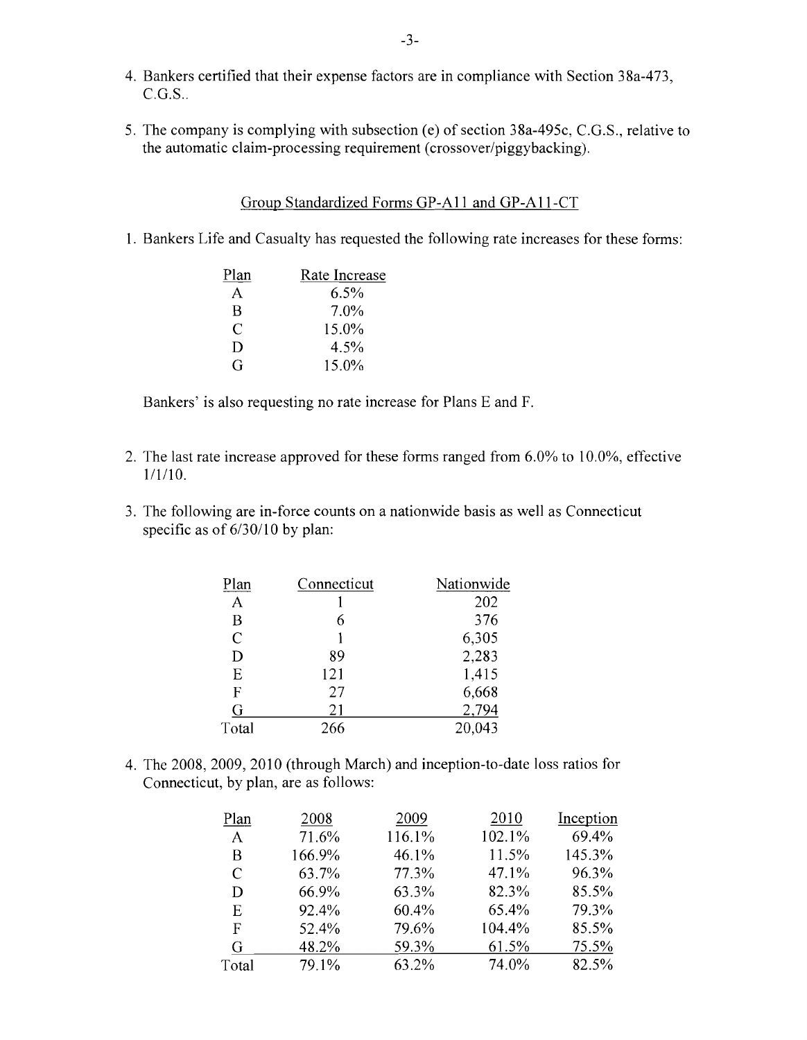4. Bankers certified that their expense factors are in compliance with Section 38a-473, C.G.S..

5. The company is complying with subsection (e) of section 38a-495c, C.G.S., relative to the automatic claim-processing requirement (crossover/piggybacking).

## Group Standardized Forms GP-A11 and GP-A11-CT

1. Bankers Life and Casualty has requested the following rate increases for these forms:

| Plan | Rate Increase |
|---|---|
| A | 6.5% |
| B | 7.0% |
| C | 15.0% |
| D | 4.5% |
| G | 15.0% |

Bankers' is also requesting no rate increase for Plans E and F.

2. The last rate increase approved for these forms ranged from 6.0% to 10.0%, effective 1/1/10.

3. The following are in-force counts on a nationwide basis as well as Connecticut specific as of 6/30/10 by plan:

| Plan | Connecticut | Nationwide |
|---|---|---|
| A | 1 | 202 |
| B | 6 | 376 |
| C | 1 | 6,305 |
| D | 89 | 2,283 |
| E | 121 | 1,415 |
| F | 27 | 6,668 |
| G | 21 | 2,794 |
| Total | 266 | 20,043 |

4. The 2008, 2009, 2010 (through March) and inception-to-date loss ratios for Connecticut, by plan, are as follows:

| Plan | 2008 | 2009 | 2010 | Inception |
|---|---|---|---|---|
| A | 71.6% | 116.1% | 102.1% | 69.4% |
| B | 166.9% | 46.1% | 11.5% | 145.3% |
| C | 63.7% | 77.3% | 47.1% | 96.3% |
| D | 66.9% | 63.3% | 82.3% | 85.5% |
| E | 92.4% | 60.4% | 65.4% | 79.3% |
| F | 52.4% | 79.6% | 104.4% | 85.5% |
| G | 48.2% | 59.3% | 61.5% | 75.5% |
| Total | 79.1% | 63.2% | 74.0% | 82.5% |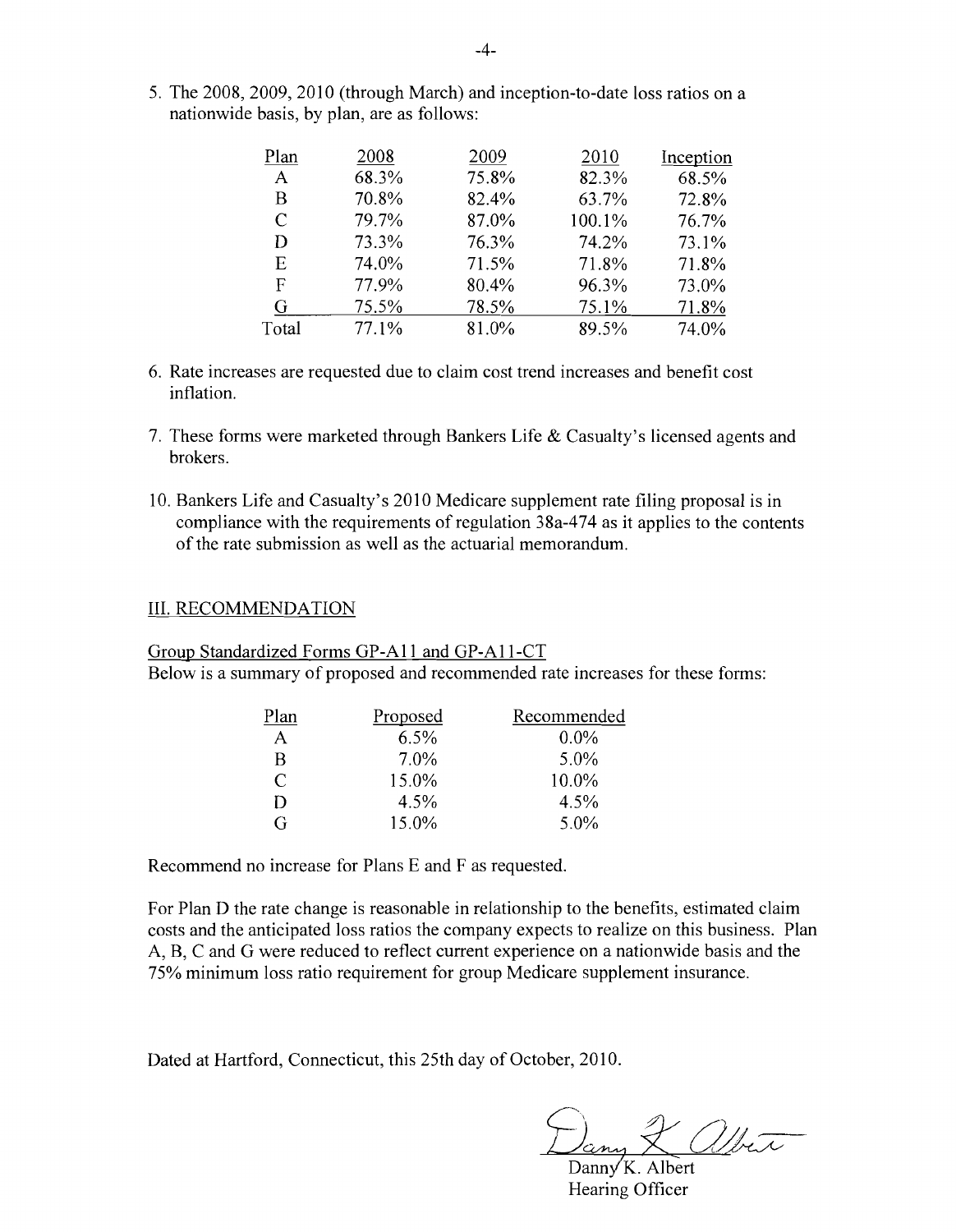5. The 2008, 2009, 2010 (through March) and inception-to-date loss ratios on a nationwide basis, by plan, are as follows:

| Plan | 2008 | 2009 | 2010 | Inception |
|---|---|---|---|---|
| A | 68.3% | 75.8% | 82.3% | 68.5% |
| B | 70.8% | 82.4% | 63.7% | 72.8% |
| C | 79.7% | 87.0% | 100.1% | 76.7% |
| D | 73.3% | 76.3% | 74.2% | 73.1% |
| E | 74.0% | 71.5% | 71.8% | 71.8% |
| F | 77.9% | 80.4% | 96.3% | 73.0% |
| G | 75.5% | 78.5% | 75.1% | 71.8% |
| Total | 77.1% | 81.0% | 89.5% | 74.0% |

6. Rate increases are requested due to claim cost trend increases and benefit cost inflation.

7. These forms were marketed through Bankers Life & Casualty's licensed agents and brokers.

10. Bankers Life and Casualty's 2010 Medicare supplement rate filing proposal is in compliance with the requirements of regulation 38a-474 as it applies to the contents of the rate submission as well as the actuarial memorandum.

## III. RECOMMENDATION

Group Standardized Forms GP-A11 and GP-A11-CT

Below is a summary of proposed and recommended rate increases for these forms:

| Plan | Proposed | Recommended |
|---|---|---|
| A | 6.5% | 0.0% |
| B | 7.0% | 5.0% |
| C | 15.0% | 10.0% |
| D | 4.5% | 4.5% |
| G | 15.0% | 5.0% |

Recommend no increase for Plans E and F as requested.

For Plan D the rate change is reasonable in relationship to the benefits, estimated claim costs and the anticipated loss ratios the company expects to realize on this business. Plan A, B, C and G were reduced to reflect current experience on a nationwide basis and the 75% minimum loss ratio requirement for group Medicare supplement insurance.

Dated at Hartford, Connecticut, this 25th day of October, 2010.

Danny K. Albert
Hearing Officer